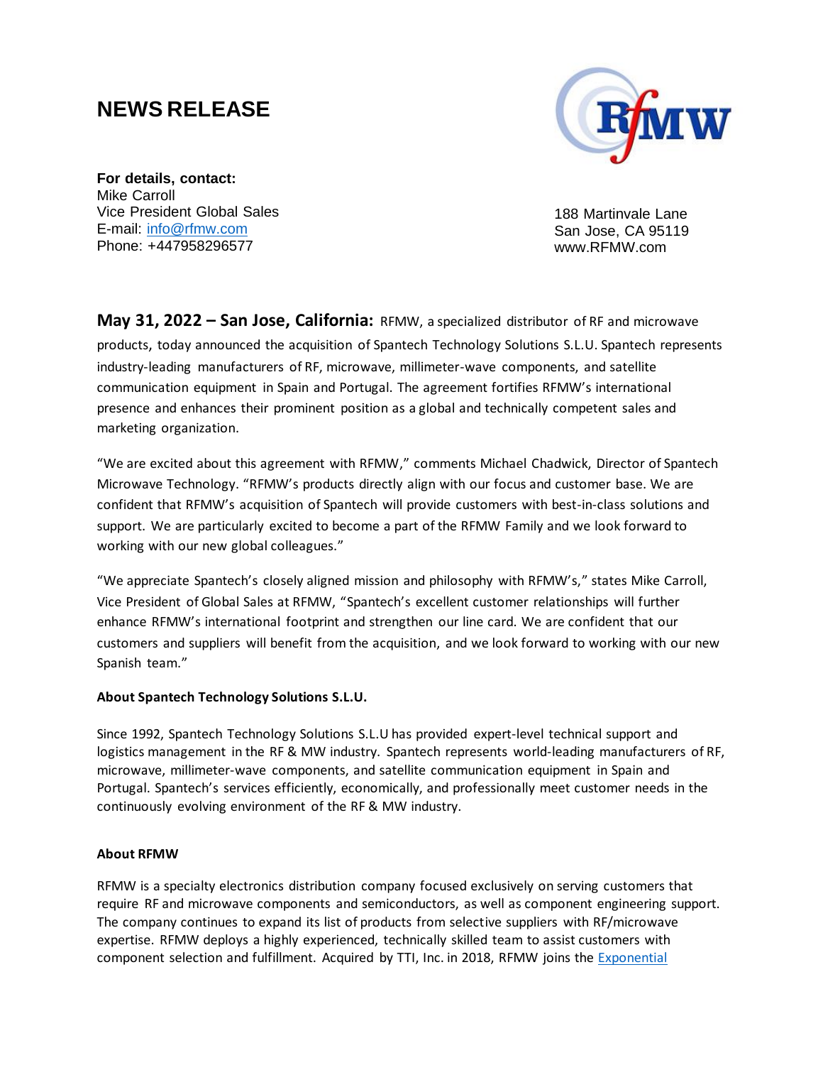# NEWS RELEASE

**For details, contact:**
Mike Carroll
Vice President Global Sales
E-mail: [info@rfmw.com](mailto:info@rfmw.com)
Phone: +447958296577

188 Martinvale Lane
San Jose, CA 95119
www.RFMW.com

**May 31, 2022 – San Jose, California:** RFMW, a specialized distributor of RF and microwave products, today announced the acquisition of Spantech Technology Solutions S.L.U. Spantech represents industry-leading manufacturers of RF, microwave, millimeter-wave components, and satellite communication equipment in Spain and Portugal. The agreement fortifies RFMW's international presence and enhances their prominent position as a global and technically competent sales and marketing organization.

"We are excited about this agreement with RFMW," comments Michael Chadwick, Director of Spantech Microwave Technology. "RFMW's products directly align with our focus and customer base. We are confident that RFMW's acquisition of Spantech will provide customers with best-in-class solutions and support. We are particularly excited to become a part of the RFMW Family and we look forward to working with our new global colleagues."

"We appreciate Spantech's closely aligned mission and philosophy with RFMW's," states Mike Carroll, Vice President of Global Sales at RFMW, "Spantech's excellent customer relationships will further enhance RFMW's international footprint and strengthen our line card. We are confident that our customers and suppliers will benefit from the acquisition, and we look forward to working with our new Spanish team."

**About Spantech Technology Solutions S.L.U.**

Since 1992, Spantech Technology Solutions S.L.U has provided expert-level technical support and logistics management in the RF & MW industry. Spantech represents world-leading manufacturers of RF, microwave, millimeter-wave components, and satellite communication equipment in Spain and Portugal. Spantech's services efficiently, economically, and professionally meet customer needs in the continuously evolving environment of the RF & MW industry.

**About RFMW**

RFMW is a specialty electronics distribution company focused exclusively on serving customers that require RF and microwave components and semiconductors, as well as component engineering support. The company continues to expand its list of products from selective suppliers with RF/microwave expertise. RFMW deploys a highly experienced, technically skilled team to assist customers with component selection and fulfillment. Acquired by TTI, Inc. in 2018, RFMW joins the Exponential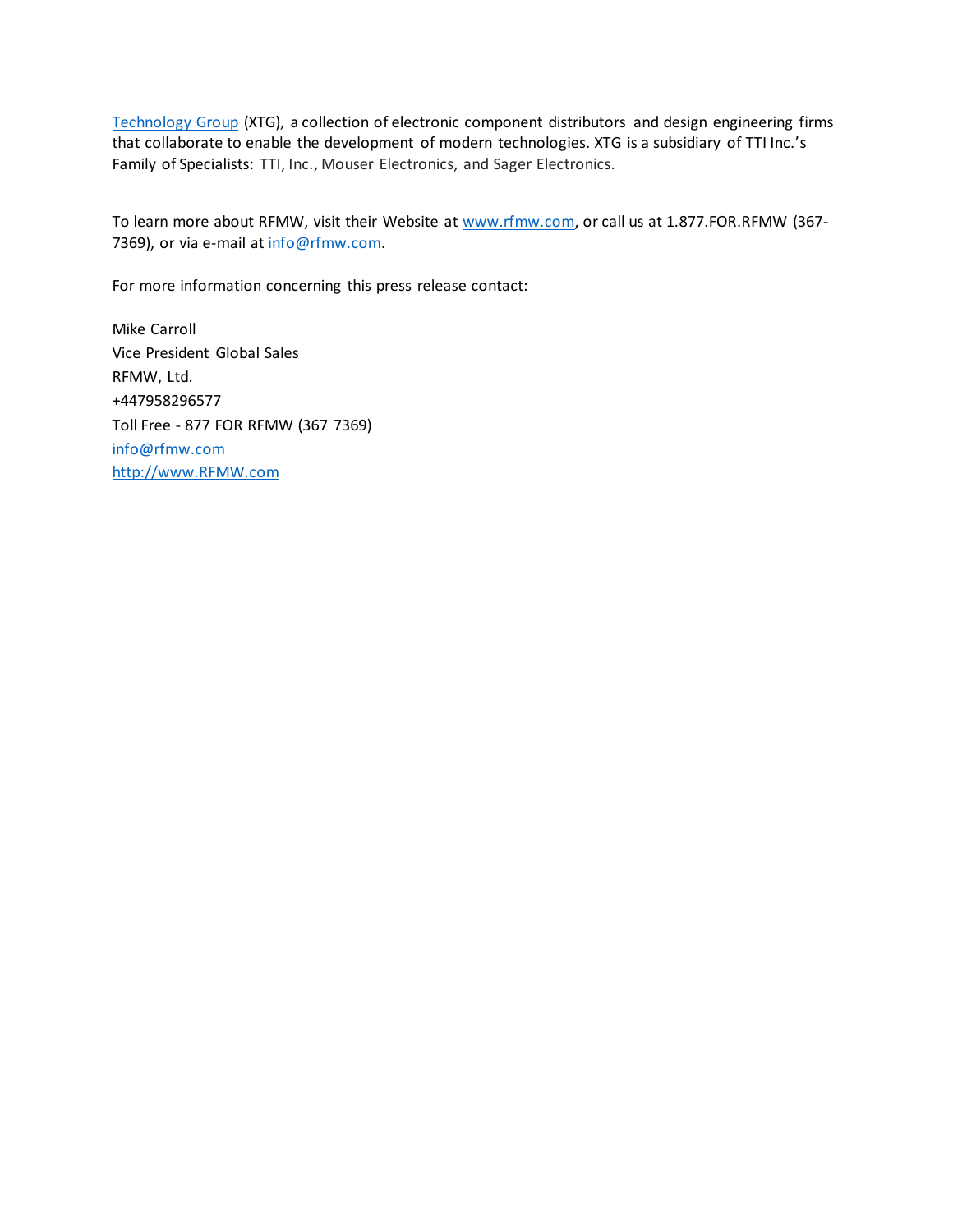Technology Group (XTG), a collection of electronic component distributors and design engineering firms that collaborate to enable the development of modern technologies. XTG is a subsidiary of TTI Inc.'s Family of Specialists: TTI, Inc., Mouser Electronics, and Sager Electronics.

To learn more about RFMW, visit their Website at www.rfmw.com, or call us at 1.877.FOR.RFMW (367-7369), or via e-mail at info@rfmw.com.

For more information concerning this press release contact:

Mike Carroll
Vice President Global Sales
RFMW, Ltd.
+447958296577
Toll Free - 877 FOR RFMW (367 7369)
info@rfmw.com
http://www.RFMW.com